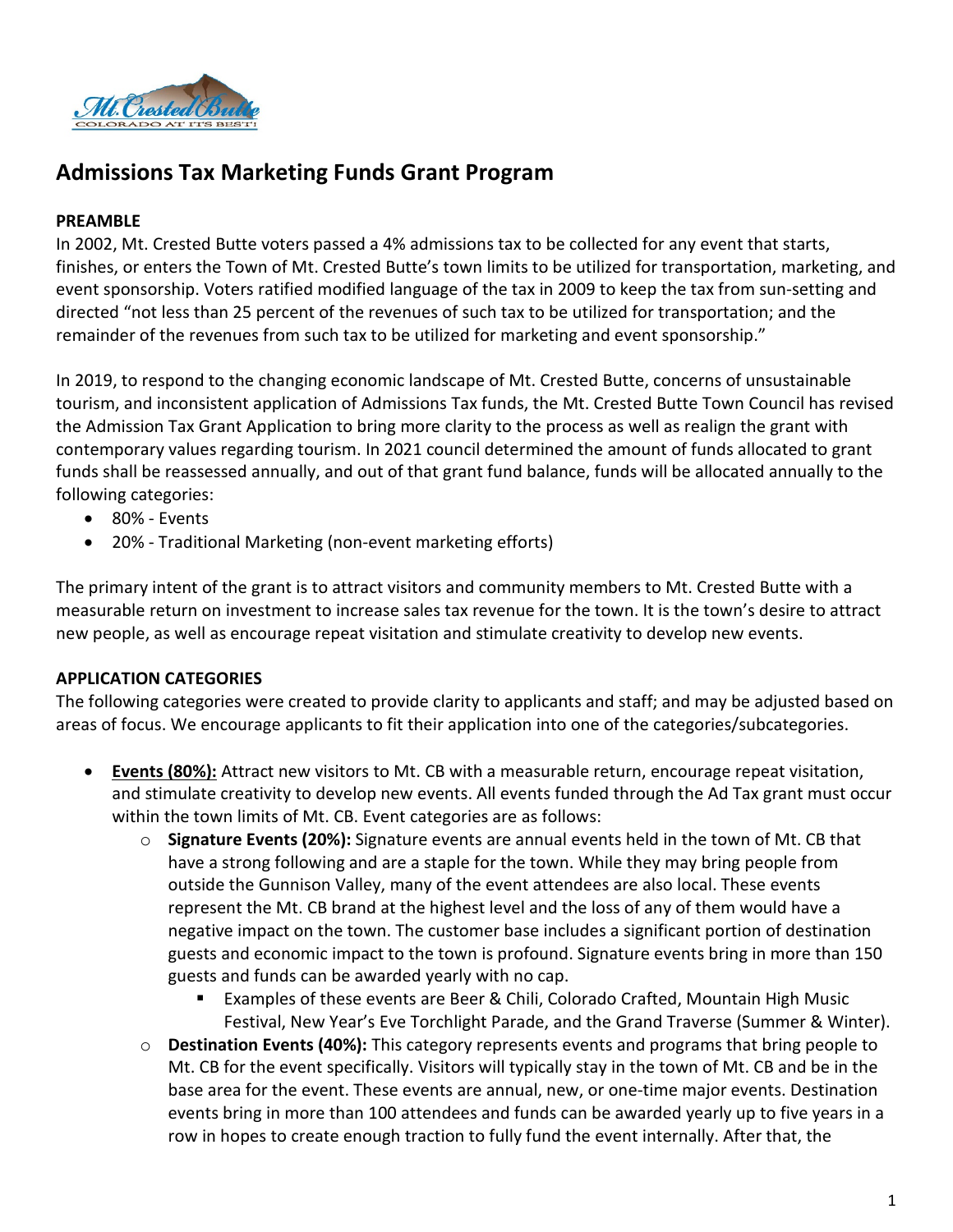# Admissions Tax Marketing Funds Grant Program

**PREAMBLE**

In 2002, Mt. Crested Butte voters passed a 4% admissions tax to be collected for any event that starts, finishes, or enters the Town of Mt. Crested Butte's town limits to be utilized for transportation, marketing, and event sponsorship. Voters ratified modified language of the tax in 2009 to keep the tax from sun-setting and directed "not less than 25 percent of the revenues of such tax to be utilized for transportation; and the remainder of the revenues from such tax to be utilized for marketing and event sponsorship."

In 2019, to respond to the changing economic landscape of Mt. Crested Butte, concerns of unsustainable tourism, and inconsistent application of Admissions Tax funds, the Mt. Crested Butte Town Council has revised the Admission Tax Grant Application to bring more clarity to the process as well as realign the grant with contemporary values regarding tourism. In 2021 council determined the amount of funds allocated to grant funds shall be reassessed annually, and out of that grant fund balance, funds will be allocated annually to the following categories:

- 80% - Events
- 20% - Traditional Marketing (non-event marketing efforts)

The primary intent of the grant is to attract visitors and community members to Mt. Crested Butte with a measurable return on investment to increase sales tax revenue for the town. It is the town's desire to attract new people, as well as encourage repeat visitation and stimulate creativity to develop new events.

**APPLICATION CATEGORIES**

The following categories were created to provide clarity to applicants and staff; and may be adjusted based on areas of focus. We encourage applicants to fit their application into one of the categories/subcategories.

- **Events (80%):** Attract new visitors to Mt. CB with a measurable return, encourage repeat visitation, and stimulate creativity to develop new events. All events funded through the Ad Tax grant must occur within the town limits of Mt. CB. Event categories are as follows:
  - **Signature Events (20%):** Signature events are annual events held in the town of Mt. CB that have a strong following and are a staple for the town. While they may bring people from outside the Gunnison Valley, many of the event attendees are also local. These events represent the Mt. CB brand at the highest level and the loss of any of them would have a negative impact on the town. The customer base includes a significant portion of destination guests and economic impact to the town is profound. Signature events bring in more than 150 guests and funds can be awarded yearly with no cap.
    - Examples of these events are Beer & Chili, Colorado Crafted, Mountain High Music Festival, New Year's Eve Torchlight Parade, and the Grand Traverse (Summer & Winter).
  - **Destination Events (40%):** This category represents events and programs that bring people to Mt. CB for the event specifically. Visitors will typically stay in the town of Mt. CB and be in the base area for the event. These events are annual, new, or one-time major events. Destination events bring in more than 100 attendees and funds can be awarded yearly up to five years in a row in hopes to create enough traction to fully fund the event internally. After that, the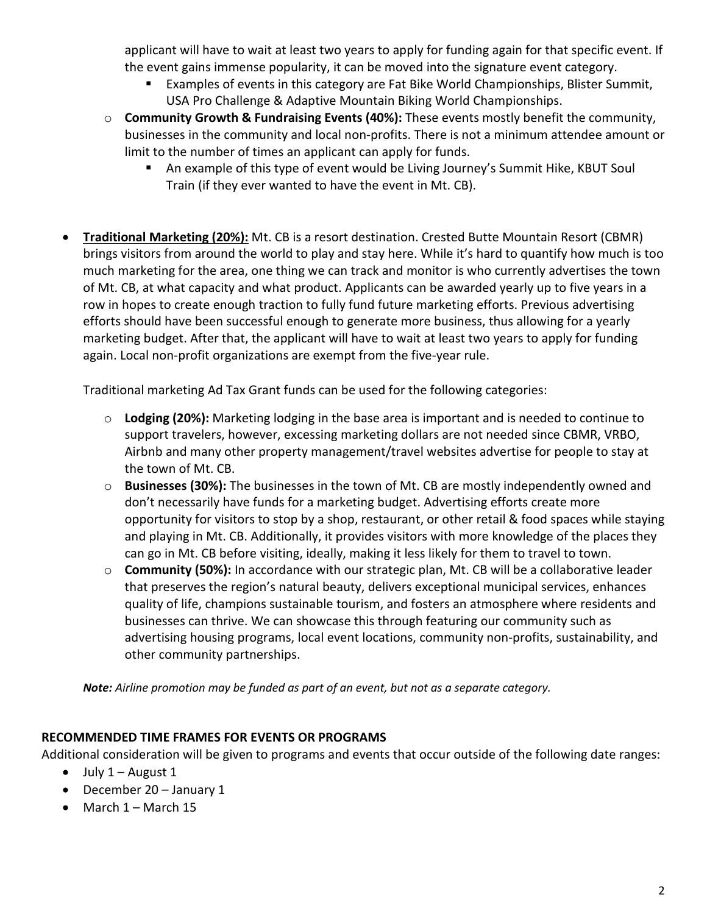applicant will have to wait at least two years to apply for funding again for that specific event. If the event gains immense popularity, it can be moved into the signature event category.

    - Examples of events in this category are Fat Bike World Championships, Blister Summit, USA Pro Challenge & Adaptive Mountain Biking World Championships.

  - **Community Growth & Fundraising Events (40%):** These events mostly benefit the community, businesses in the community and local non-profits. There is not a minimum attendee amount or limit to the number of times an applicant can apply for funds.
    - An example of this type of event would be Living Journey's Summit Hike, KBUT Soul Train (if they ever wanted to have the event in Mt. CB).

- **Traditional Marketing (20%):** Mt. CB is a resort destination. Crested Butte Mountain Resort (CBMR) brings visitors from around the world to play and stay here. While it's hard to quantify how much is too much marketing for the area, one thing we can track and monitor is who currently advertises the town of Mt. CB, at what capacity and what product. Applicants can be awarded yearly up to five years in a row in hopes to create enough traction to fully fund future marketing efforts. Previous advertising efforts should have been successful enough to generate more business, thus allowing for a yearly marketing budget. After that, the applicant will have to wait at least two years to apply for funding again. Local non-profit organizations are exempt from the five-year rule.

  Traditional marketing Ad Tax Grant funds can be used for the following categories:

  - **Lodging (20%):** Marketing lodging in the base area is important and is needed to continue to support travelers, however, excessing marketing dollars are not needed since CBMR, VRBO, Airbnb and many other property management/travel websites advertise for people to stay at the town of Mt. CB.
  - **Businesses (30%):** The businesses in the town of Mt. CB are mostly independently owned and don't necessarily have funds for a marketing budget. Advertising efforts create more opportunity for visitors to stop by a shop, restaurant, or other retail & food spaces while staying and playing in Mt. CB. Additionally, it provides visitors with more knowledge of the places they can go in Mt. CB before visiting, ideally, making it less likely for them to travel to town.
  - **Community (50%):** In accordance with our strategic plan, Mt. CB will be a collaborative leader that preserves the region's natural beauty, delivers exceptional municipal services, enhances quality of life, champions sustainable tourism, and fosters an atmosphere where residents and businesses can thrive. We can showcase this through featuring our community such as advertising housing programs, local event locations, community non-profits, sustainability, and other community partnerships.

***Note:*** *Airline promotion may be funded as part of an event, but not as a separate category.*

## RECOMMENDED TIME FRAMES FOR EVENTS OR PROGRAMS

Additional consideration will be given to programs and events that occur outside of the following date ranges:

- July 1 – August 1
- December 20 – January 1
- March 1 – March 15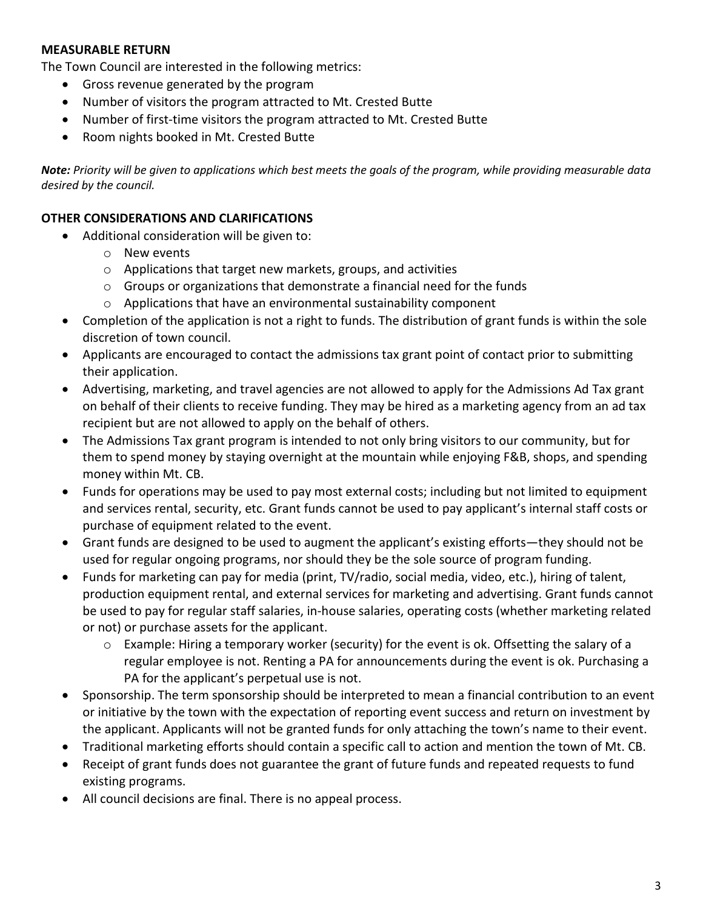**MEASURABLE RETURN**

The Town Council are interested in the following metrics:

- Gross revenue generated by the program
- Number of visitors the program attracted to Mt. Crested Butte
- Number of first-time visitors the program attracted to Mt. Crested Butte
- Room nights booked in Mt. Crested Butte

***Note:*** *Priority will be given to applications which best meets the goals of the program, while providing measurable data desired by the council.*

**OTHER CONSIDERATIONS AND CLARIFICATIONS**

- Additional consideration will be given to:
  - New events
  - Applications that target new markets, groups, and activities
  - Groups or organizations that demonstrate a financial need for the funds
  - Applications that have an environmental sustainability component
- Completion of the application is not a right to funds. The distribution of grant funds is within the sole discretion of town council.
- Applicants are encouraged to contact the admissions tax grant point of contact prior to submitting their application.
- Advertising, marketing, and travel agencies are not allowed to apply for the Admissions Ad Tax grant on behalf of their clients to receive funding. They may be hired as a marketing agency from an ad tax recipient but are not allowed to apply on the behalf of others.
- The Admissions Tax grant program is intended to not only bring visitors to our community, but for them to spend money by staying overnight at the mountain while enjoying F&B, shops, and spending money within Mt. CB.
- Funds for operations may be used to pay most external costs; including but not limited to equipment and services rental, security, etc. Grant funds cannot be used to pay applicant's internal staff costs or purchase of equipment related to the event.
- Grant funds are designed to be used to augment the applicant's existing efforts—they should not be used for regular ongoing programs, nor should they be the sole source of program funding.
- Funds for marketing can pay for media (print, TV/radio, social media, video, etc.), hiring of talent, production equipment rental, and external services for marketing and advertising. Grant funds cannot be used to pay for regular staff salaries, in-house salaries, operating costs (whether marketing related or not) or purchase assets for the applicant.
  - Example: Hiring a temporary worker (security) for the event is ok. Offsetting the salary of a regular employee is not. Renting a PA for announcements during the event is ok. Purchasing a PA for the applicant's perpetual use is not.
- Sponsorship. The term sponsorship should be interpreted to mean a financial contribution to an event or initiative by the town with the expectation of reporting event success and return on investment by the applicant. Applicants will not be granted funds for only attaching the town's name to their event.
- Traditional marketing efforts should contain a specific call to action and mention the town of Mt. CB.
- Receipt of grant funds does not guarantee the grant of future funds and repeated requests to fund existing programs.
- All council decisions are final. There is no appeal process.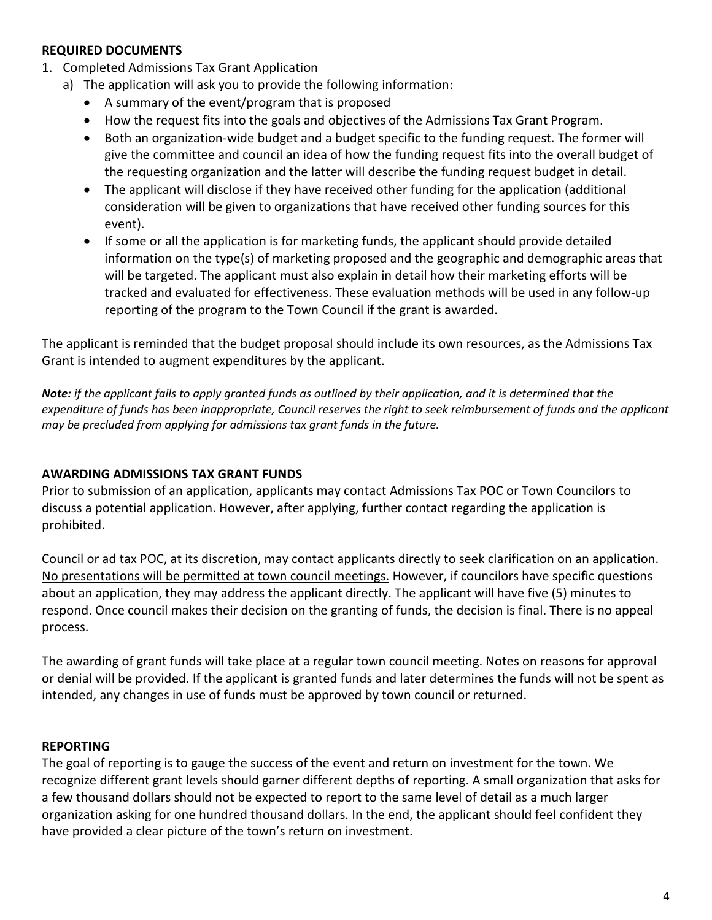## REQUIRED DOCUMENTS

1. Completed Admissions Tax Grant Application
   a) The application will ask you to provide the following information:
      - A summary of the event/program that is proposed
      - How the request fits into the goals and objectives of the Admissions Tax Grant Program.
      - Both an organization-wide budget and a budget specific to the funding request. The former will give the committee and council an idea of how the funding request fits into the overall budget of the requesting organization and the latter will describe the funding request budget in detail.
      - The applicant will disclose if they have received other funding for the application (additional consideration will be given to organizations that have received other funding sources for this event).
      - If some or all the application is for marketing funds, the applicant should provide detailed information on the type(s) of marketing proposed and the geographic and demographic areas that will be targeted. The applicant must also explain in detail how their marketing efforts will be tracked and evaluated for effectiveness. These evaluation methods will be used in any follow-up reporting of the program to the Town Council if the grant is awarded.

The applicant is reminded that the budget proposal should include its own resources, as the Admissions Tax Grant is intended to augment expenditures by the applicant.

***Note:*** *if the applicant fails to apply granted funds as outlined by their application, and it is determined that the expenditure of funds has been inappropriate, Council reserves the right to seek reimbursement of funds and the applicant may be precluded from applying for admissions tax grant funds in the future.*

## AWARDING ADMISSIONS TAX GRANT FUNDS

Prior to submission of an application, applicants may contact Admissions Tax POC or Town Councilors to discuss a potential application. However, after applying, further contact regarding the application is prohibited.

Council or ad tax POC, at its discretion, may contact applicants directly to seek clarification on an application. <u>No presentations will be permitted at town council meetings.</u> However, if councilors have specific questions about an application, they may address the applicant directly. The applicant will have five (5) minutes to respond. Once council makes their decision on the granting of funds, the decision is final. There is no appeal process.

The awarding of grant funds will take place at a regular town council meeting. Notes on reasons for approval or denial will be provided. If the applicant is granted funds and later determines the funds will not be spent as intended, any changes in use of funds must be approved by town council or returned.

## REPORTING

The goal of reporting is to gauge the success of the event and return on investment for the town. We recognize different grant levels should garner different depths of reporting. A small organization that asks for a few thousand dollars should not be expected to report to the same level of detail as a much larger organization asking for one hundred thousand dollars. In the end, the applicant should feel confident they have provided a clear picture of the town's return on investment.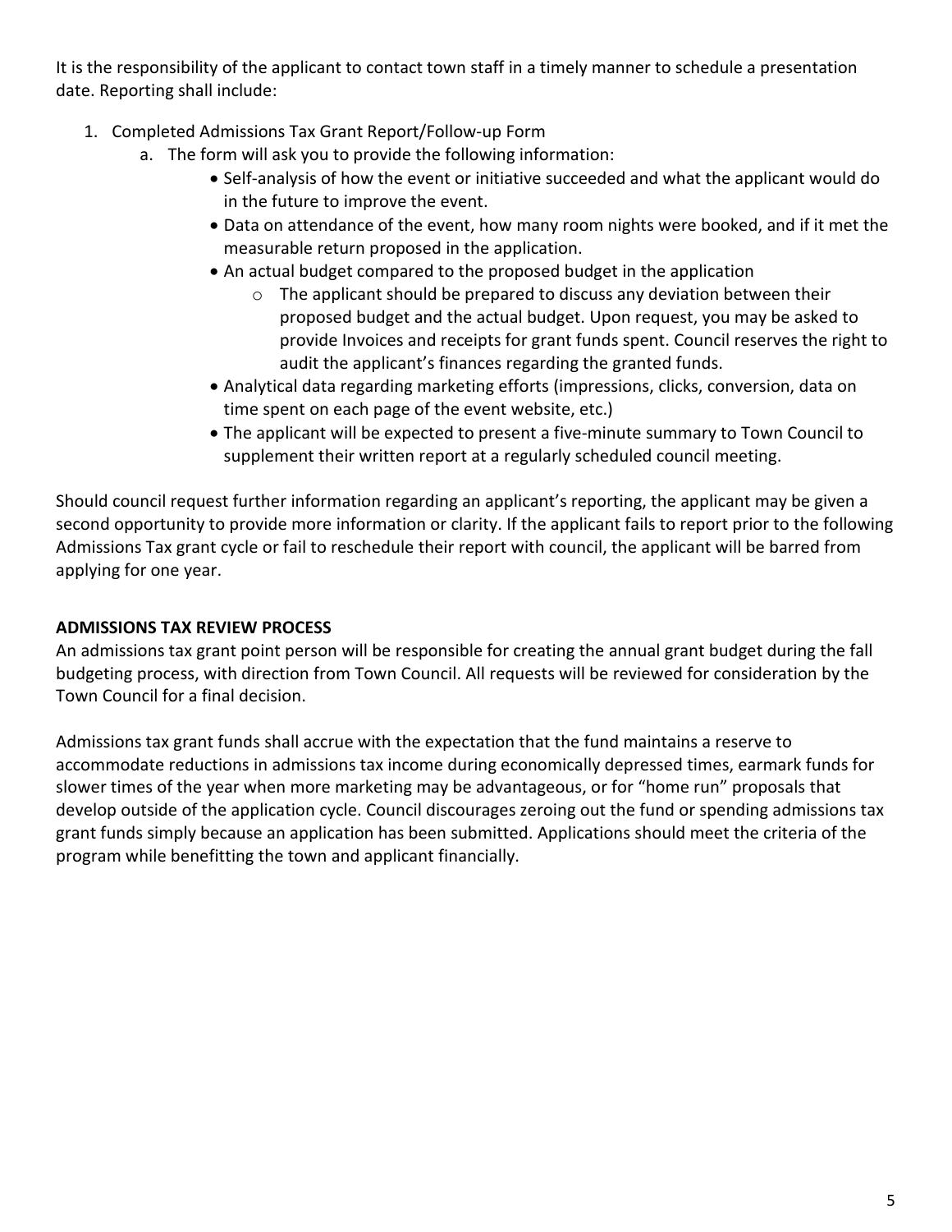It is the responsibility of the applicant to contact town staff in a timely manner to schedule a presentation date. Reporting shall include:

1. Completed Admissions Tax Grant Report/Follow-up Form
    a. The form will ask you to provide the following information:
        - Self-analysis of how the event or initiative succeeded and what the applicant would do in the future to improve the event.
        - Data on attendance of the event, how many room nights were booked, and if it met the measurable return proposed in the application.
        - An actual budget compared to the proposed budget in the application
            - The applicant should be prepared to discuss any deviation between their proposed budget and the actual budget. Upon request, you may be asked to provide Invoices and receipts for grant funds spent. Council reserves the right to audit the applicant's finances regarding the granted funds.
        - Analytical data regarding marketing efforts (impressions, clicks, conversion, data on time spent on each page of the event website, etc.)
        - The applicant will be expected to present a five-minute summary to Town Council to supplement their written report at a regularly scheduled council meeting.

Should council request further information regarding an applicant's reporting, the applicant may be given a second opportunity to provide more information or clarity. If the applicant fails to report prior to the following Admissions Tax grant cycle or fail to reschedule their report with council, the applicant will be barred from applying for one year.

**ADMISSIONS TAX REVIEW PROCESS**

An admissions tax grant point person will be responsible for creating the annual grant budget during the fall budgeting process, with direction from Town Council. All requests will be reviewed for consideration by the Town Council for a final decision.

Admissions tax grant funds shall accrue with the expectation that the fund maintains a reserve to accommodate reductions in admissions tax income during economically depressed times, earmark funds for slower times of the year when more marketing may be advantageous, or for "home run" proposals that develop outside of the application cycle. Council discourages zeroing out the fund or spending admissions tax grant funds simply because an application has been submitted. Applications should meet the criteria of the program while benefitting the town and applicant financially.